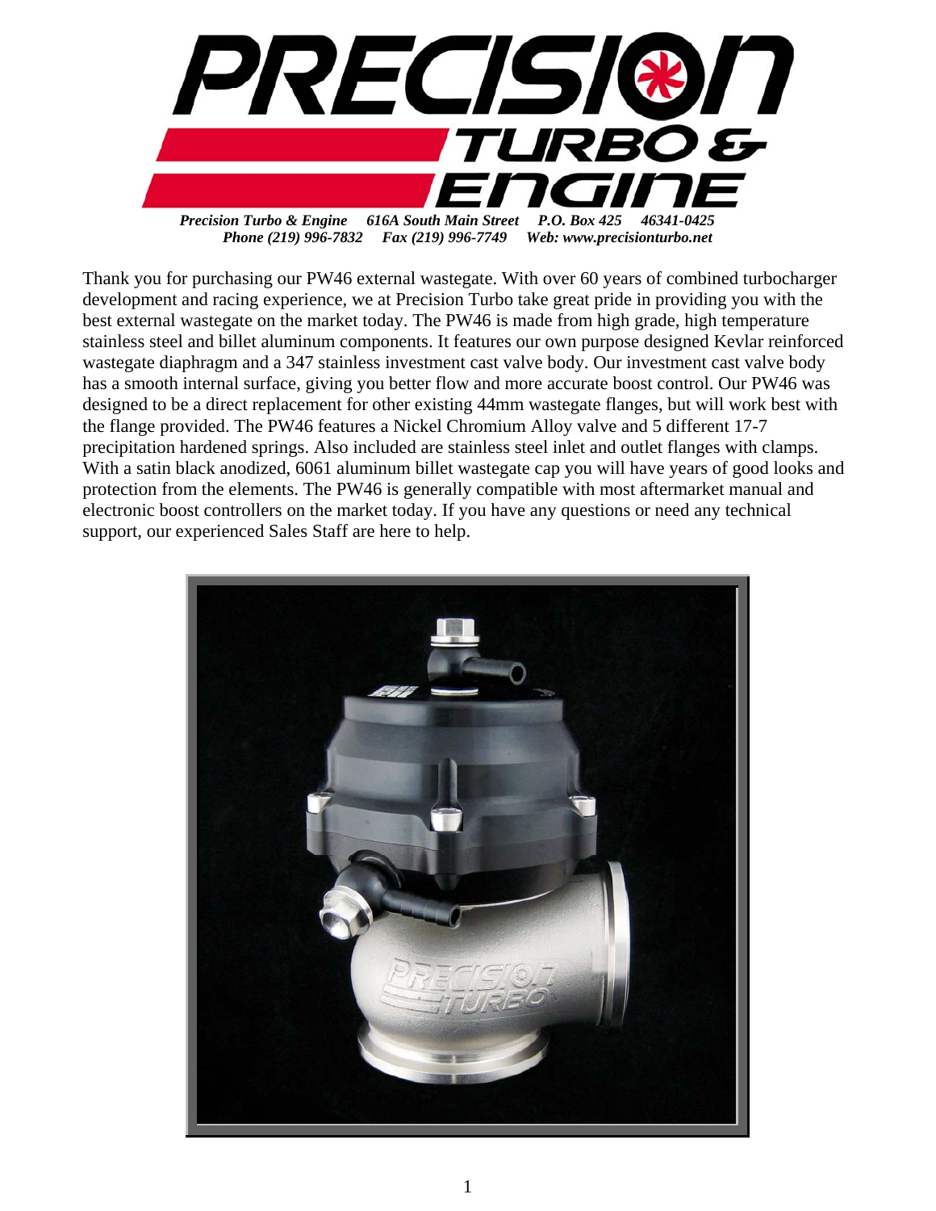# PRECISION TURBO & ENGINE

*Precision Turbo & Engine 616A South Main Street P.O. Box 425 46341-0425*
*Phone (219) 996-7832 Fax (219) 996-7749 Web: www.precisionturbo.net*

Thank you for purchasing our PW46 external wastegate. With over 60 years of combined turbocharger development and racing experience, we at Precision Turbo take great pride in providing you with the best external wastegate on the market today. The PW46 is made from high grade, high temperature stainless steel and billet aluminum components. It features our own purpose designed Kevlar reinforced wastegate diaphragm and a 347 stainless investment cast valve body. Our investment cast valve body has a smooth internal surface, giving you better flow and more accurate boost control. Our PW46 was designed to be a direct replacement for other existing 44mm wastegate flanges, but will work best with the flange provided. The PW46 features a Nickel Chromium Alloy valve and 5 different 17-7 precipitation hardened springs. Also included are stainless steel inlet and outlet flanges with clamps. With a satin black anodized, 6061 aluminum billet wastegate cap you will have years of good looks and protection from the elements. The PW46 is generally compatible with most aftermarket manual and electronic boost controllers on the market today. If you have any questions or need any technical support, our experienced Sales Staff are here to help.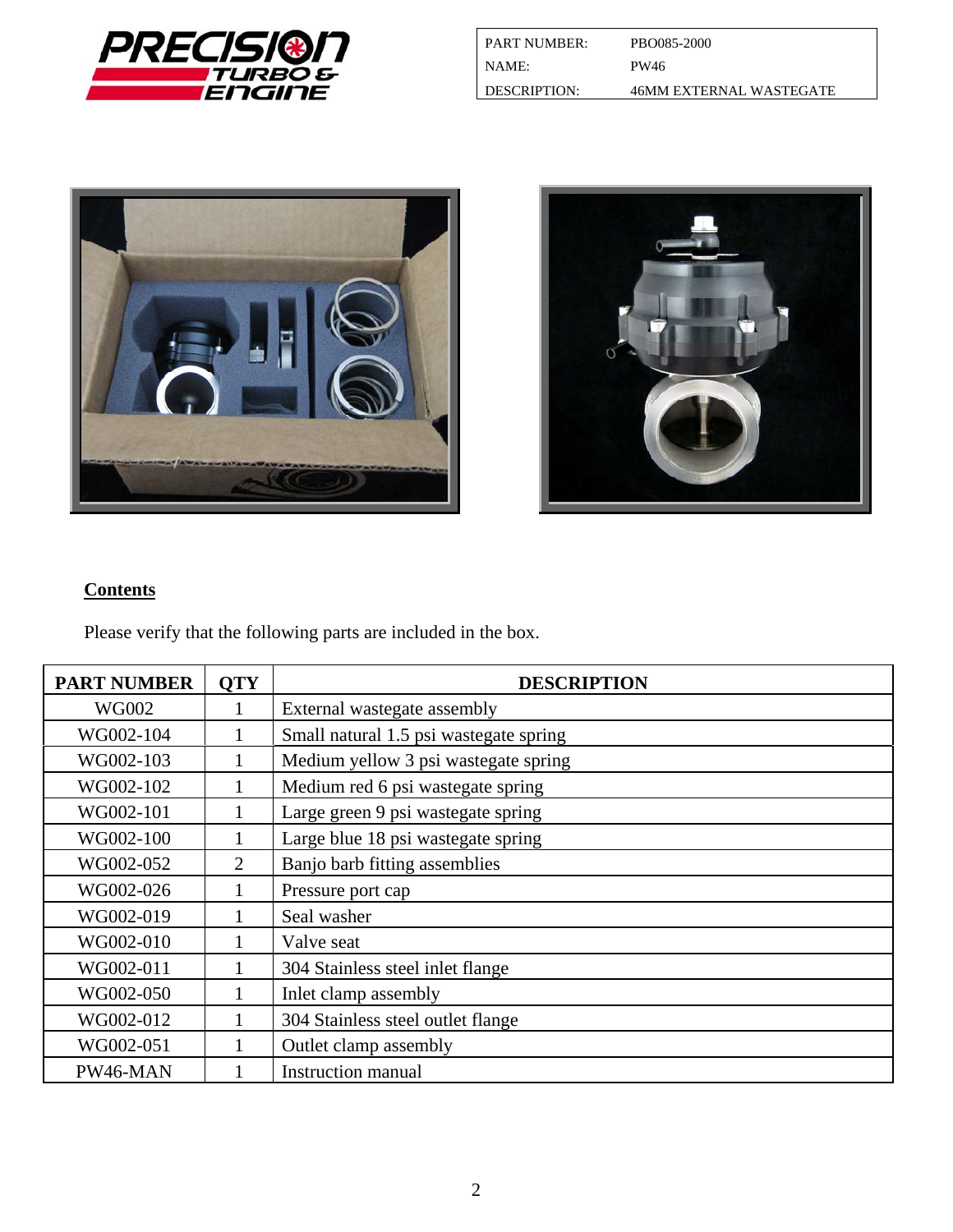| PART NUMBER: | PBO085-2000 |
| --- | --- |
| NAME: | PW46 |
| DESCRIPTION: | 46MM EXTERNAL WASTEGATE |

## Contents

Please verify that the following parts are included in the box.

| PART NUMBER | QTY | DESCRIPTION |
| --- | --- | --- |
| WG002 | 1 | External wastegate assembly |
| WG002-104 | 1 | Small natural 1.5 psi wastegate spring |
| WG002-103 | 1 | Medium yellow 3 psi wastegate spring |
| WG002-102 | 1 | Medium red 6 psi wastegate spring |
| WG002-101 | 1 | Large green 9 psi wastegate spring |
| WG002-100 | 1 | Large blue 18 psi wastegate spring |
| WG002-052 | 2 | Banjo barb fitting assemblies |
| WG002-026 | 1 | Pressure port cap |
| WG002-019 | 1 | Seal washer |
| WG002-010 | 1 | Valve seat |
| WG002-011 | 1 | 304 Stainless steel inlet flange |
| WG002-050 | 1 | Inlet clamp assembly |
| WG002-012 | 1 | 304 Stainless steel outlet flange |
| WG002-051 | 1 | Outlet clamp assembly |
| PW46-MAN | 1 | Instruction manual |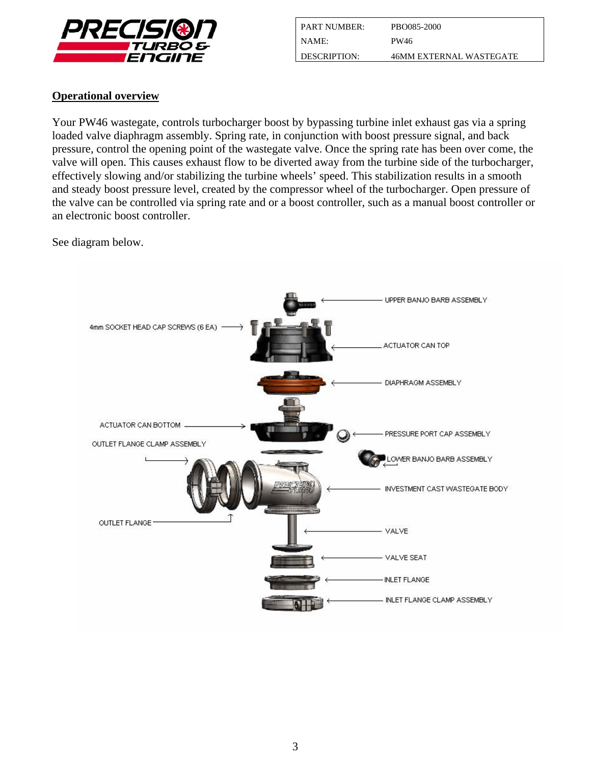| PART NUMBER: | PBO085-2000 |
| --- | --- |
| NAME: | PW46 |
| DESCRIPTION: | 46MM EXTERNAL WASTEGATE |

## Operational overview

Your PW46 wastegate, controls turbocharger boost by bypassing turbine inlet exhaust gas via a spring loaded valve diaphragm assembly. Spring rate, in conjunction with boost pressure signal, and back pressure, control the opening point of the wastegate valve. Once the spring rate has been over come, the valve will open. This causes exhaust flow to be diverted away from the turbine side of the turbocharger, effectively slowing and/or stabilizing the turbine wheels' speed. This stabilization results in a smooth and steady boost pressure level, created by the compressor wheel of the turbocharger. Open pressure of the valve can be controlled via spring rate and or a boost controller, such as a manual boost controller or an electronic boost controller.

See diagram below.

UPPER BANJO BARB ASSEMBLY

4mm SOCKET HEAD CAP SCREWS (6 EA)

ACTUATOR CAN TOP

DIAPHRAGM ASSEMBLY

ACTUATOR CAN BOTTOM

PRESSURE PORT CAP ASSEMBLY

OUTLET FLANGE CLAMP ASSEMBLY

LOWER BANJO BARB ASSEMBLY

INVESTMENT CAST WASTEGATE BODY

OUTLET FLANGE

VALVE

VALVE SEAT

INLET FLANGE

INLET FLANGE CLAMP ASSEMBLY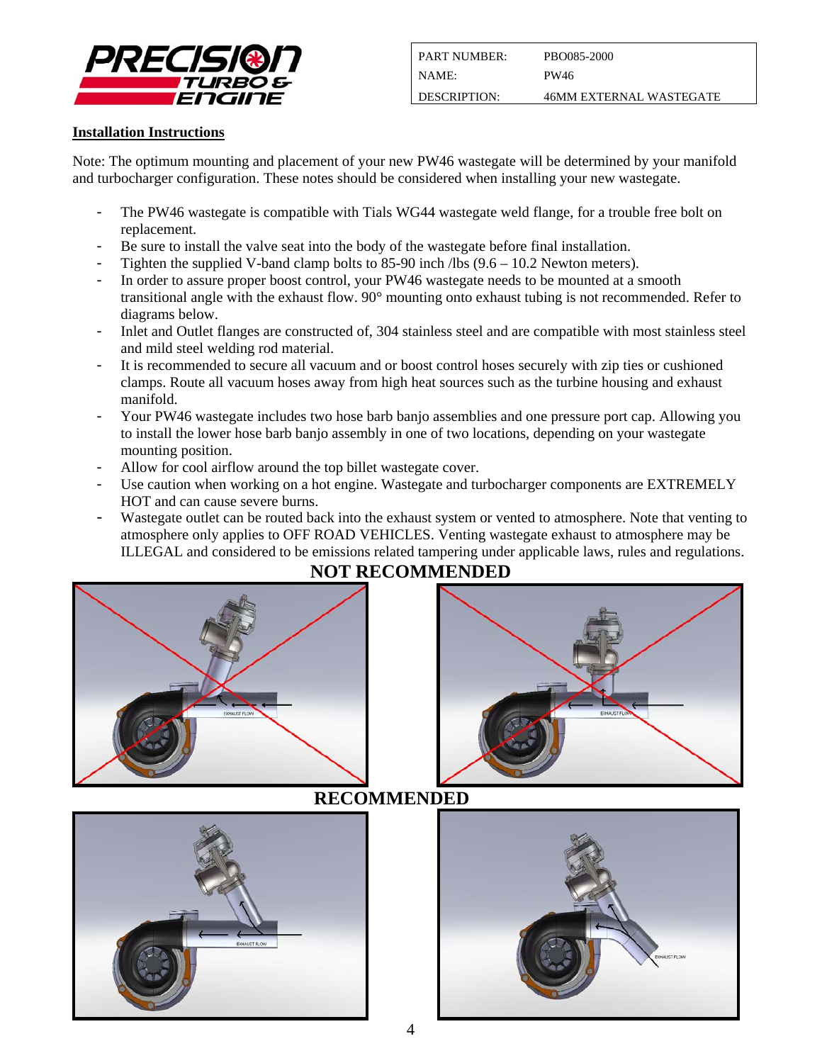| PART NUMBER: | PBO085-2000 |
| --- | --- |
| NAME: | PW46 |
| DESCRIPTION: | 46MM EXTERNAL WASTEGATE |

## Installation Instructions

Note: The optimum mounting and placement of your new PW46 wastegate will be determined by your manifold and turbocharger configuration. These notes should be considered when installing your new wastegate.

- The PW46 wastegate is compatible with Tials WG44 wastegate weld flange, for a trouble free bolt on replacement.
- Be sure to install the valve seat into the body of the wastegate before final installation.
- Tighten the supplied V-band clamp bolts to 85-90 inch /lbs (9.6 – 10.2 Newton meters).
- In order to assure proper boost control, your PW46 wastegate needs to be mounted at a smooth transitional angle with the exhaust flow. 90° mounting onto exhaust tubing is not recommended. Refer to diagrams below.
- Inlet and Outlet flanges are constructed of, 304 stainless steel and are compatible with most stainless steel and mild steel welding rod material.
- It is recommended to secure all vacuum and or boost control hoses securely with zip ties or cushioned clamps. Route all vacuum hoses away from high heat sources such as the turbine housing and exhaust manifold.
- Your PW46 wastegate includes two hose barb banjo assemblies and one pressure port cap. Allowing you to install the lower hose barb banjo assembly in one of two locations, depending on your wastegate mounting position.
- Allow for cool airflow around the top billet wastegate cover.
- Use caution when working on a hot engine. Wastegate and turbocharger components are EXTREMELY HOT and can cause severe burns.
- Wastegate outlet can be routed back into the exhaust system or vented to atmosphere. Note that venting to atmosphere only applies to OFF ROAD VEHICLES. Venting wastegate exhaust to atmosphere may be ILLEGAL and considered to be emissions related tampering under applicable laws, rules and regulations.

**NOT RECOMMENDED**

**RECOMMENDED**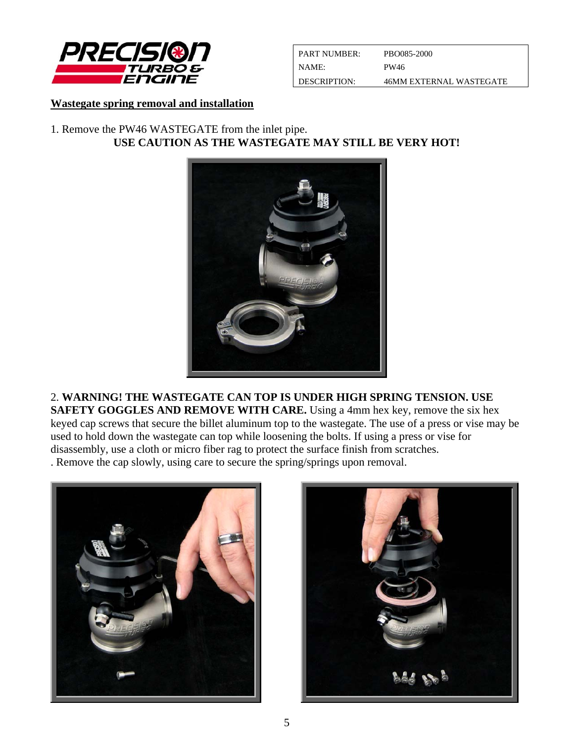| PART NUMBER: | PBO085-2000 |
|---|---|
| NAME: | PW46 |
| DESCRIPTION: | 46MM EXTERNAL WASTEGATE |

## Wastegate spring removal and installation

1. Remove the PW46 WASTEGATE from the inlet pipe.

**USE CAUTION AS THE WASTEGATE MAY STILL BE VERY HOT!**

2. **WARNING! THE WASTEGATE CAN TOP IS UNDER HIGH SPRING TENSION. USE SAFETY GOGGLES AND REMOVE WITH CARE.** Using a 4mm hex key, remove the six hex keyed cap screws that secure the billet aluminum top to the wastegate. The use of a press or vise may be used to hold down the wastegate can top while loosening the bolts. If using a press or vise for disassembly, use a cloth or micro fiber rag to protect the surface finish from scratches.
. Remove the cap slowly, using care to secure the spring/springs upon removal.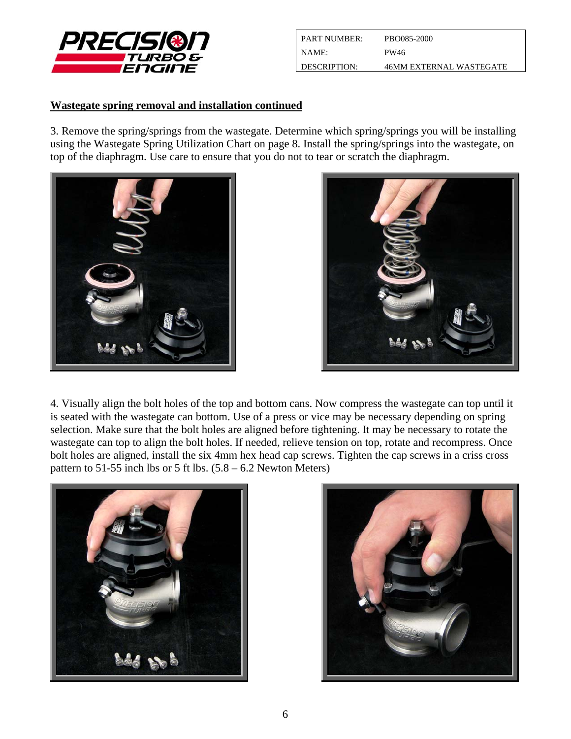| PART NUMBER: | PBO085-2000 |
| --- | --- |
| NAME: | PW46 |
| DESCRIPTION: | 46MM EXTERNAL WASTEGATE |

**Wastegate spring removal and installation continued**

3. Remove the spring/springs from the wastegate. Determine which spring/springs you will be installing using the Wastegate Spring Utilization Chart on page 8. Install the spring/springs into the wastegate, on top of the diaphragm. Use care to ensure that you do not to tear or scratch the diaphragm.

4. Visually align the bolt holes of the top and bottom cans. Now compress the wastegate can top until it is seated with the wastegate can bottom. Use of a press or vice may be necessary depending on spring selection. Make sure that the bolt holes are aligned before tightening. It may be necessary to rotate the wastegate can top to align the bolt holes. If needed, relieve tension on top, rotate and recompress. Once bolt holes are aligned, install the six 4mm hex head cap screws. Tighten the cap screws in a criss cross pattern to 51-55 inch lbs or 5 ft lbs. (5.8 – 6.2 Newton Meters)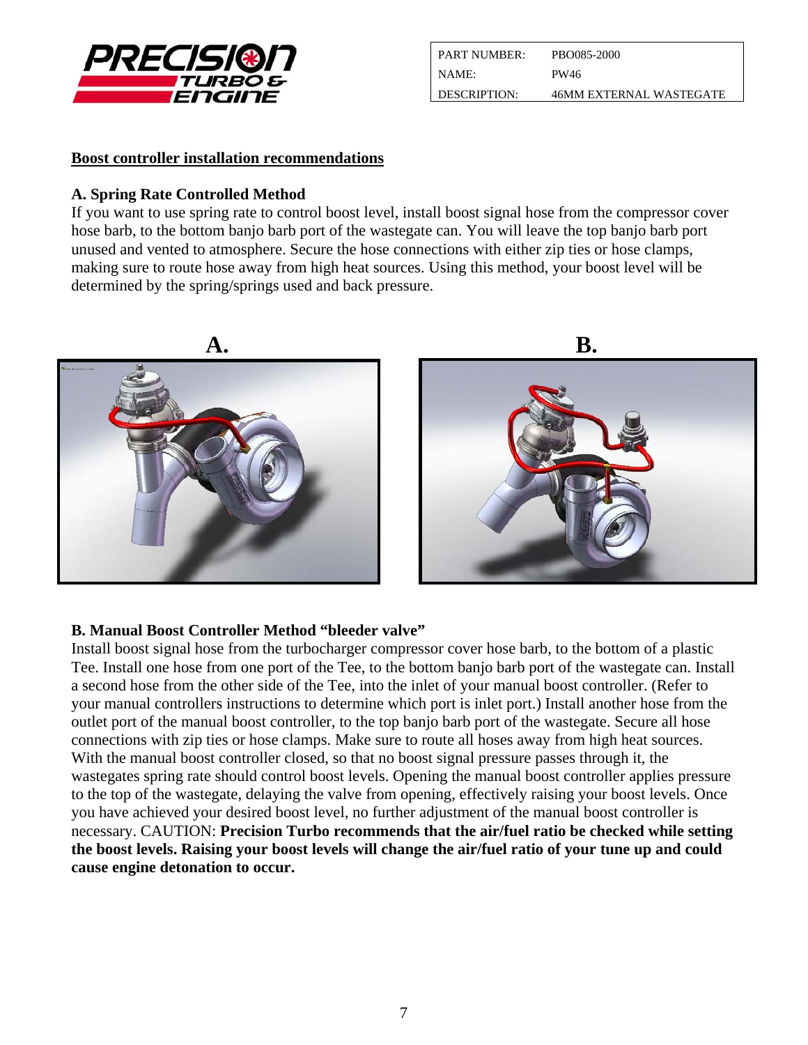| PART NUMBER: | PBO085-2000 |
| --- | --- |
| NAME: | PW46 |
| DESCRIPTION: | 46MM EXTERNAL WASTEGATE |

## Boost controller installation recommendations

### A. Spring Rate Controlled Method

If you want to use spring rate to control boost level, install boost signal hose from the compressor cover hose barb, to the bottom banjo barb port of the wastegate can. You will leave the top banjo barb port unused and vented to atmosphere. Secure the hose connections with either zip ties or hose clamps, making sure to route hose away from high heat sources. Using this method, your boost level will be determined by the spring/springs used and back pressure.

**A.**

**B.**

### B. Manual Boost Controller Method "bleeder valve"

Install boost signal hose from the turbocharger compressor cover hose barb, to the bottom of a plastic Tee. Install one hose from one port of the Tee, to the bottom banjo barb port of the wastegate can. Install a second hose from the other side of the Tee, into the inlet of your manual boost controller. (Refer to your manual controllers instructions to determine which port is inlet port.) Install another hose from the outlet port of the manual boost controller, to the top banjo barb port of the wastegate. Secure all hose connections with zip ties or hose clamps. Make sure to route all hoses away from high heat sources. With the manual boost controller closed, so that no boost signal pressure passes through it, the wastegates spring rate should control boost levels. Opening the manual boost controller applies pressure to the top of the wastegate, delaying the valve from opening, effectively raising your boost levels. Once you have achieved your desired boost level, no further adjustment of the manual boost controller is necessary. CAUTION: **Precision Turbo recommends that the air/fuel ratio be checked while setting the boost levels. Raising your boost levels will change the air/fuel ratio of your tune up and could cause engine detonation to occur.**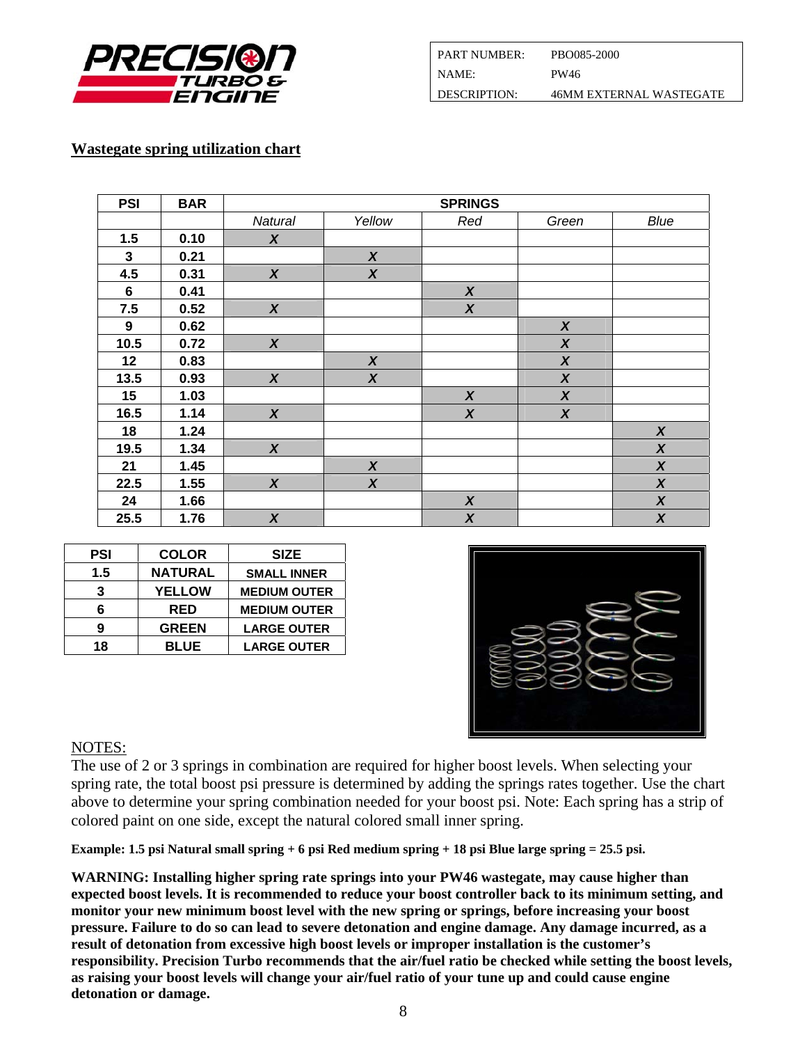| PART NUMBER: | PBO085-2000 |
|---|---|
| NAME: | PW46 |
| DESCRIPTION: | 46MM EXTERNAL WASTEGATE |

## Wastegate spring utilization chart

| PSI | BAR | SPRINGS | | | | |
|---|---|---|---|---|---|---|
| | | *Natural* | *Yellow* | *Red* | *Green* | *Blue* |
| 1.5 | 0.10 | X | | | | |
| 3 | 0.21 | | X | | | |
| 4.5 | 0.31 | X | X | | | |
| 6 | 0.41 | | | X | | |
| 7.5 | 0.52 | X | | X | | |
| 9 | 0.62 | | | | X | |
| 10.5 | 0.72 | X | | | X | |
| 12 | 0.83 | | X | | X | |
| 13.5 | 0.93 | X | X | | X | |
| 15 | 1.03 | | | X | X | |
| 16.5 | 1.14 | X | | X | X | |
| 18 | 1.24 | | | | | X |
| 19.5 | 1.34 | X | | | | X |
| 21 | 1.45 | | X | | | X |
| 22.5 | 1.55 | X | X | | | X |
| 24 | 1.66 | | | X | | X |
| 25.5 | 1.76 | X | | X | | X |

| PSI | COLOR | SIZE |
|---|---|---|
| 1.5 | NATURAL | SMALL INNER |
| 3 | YELLOW | MEDIUM OUTER |
| 6 | RED | MEDIUM OUTER |
| 9 | GREEN | LARGE OUTER |
| 18 | BLUE | LARGE OUTER |

NOTES:

The use of 2 or 3 springs in combination are required for higher boost levels. When selecting your spring rate, the total boost psi pressure is determined by adding the springs rates together. Use the chart above to determine your spring combination needed for your boost psi. Note: Each spring has a strip of colored paint on one side, except the natural colored small inner spring.

**Example: 1.5 psi Natural small spring + 6 psi Red medium spring + 18 psi Blue large spring = 25.5 psi.**

**WARNING: Installing higher spring rate springs into your PW46 wastegate, may cause higher than expected boost levels. It is recommended to reduce your boost controller back to its minimum setting, and monitor your new minimum boost level with the new spring or springs, before increasing your boost pressure. Failure to do so can lead to severe detonation and engine damage. Any damage incurred, as a result of detonation from excessive high boost levels or improper installation is the customer's responsibility. Precision Turbo recommends that the air/fuel ratio be checked while setting the boost levels, as raising your boost levels will change your air/fuel ratio of your tune up and could cause engine detonation or damage.**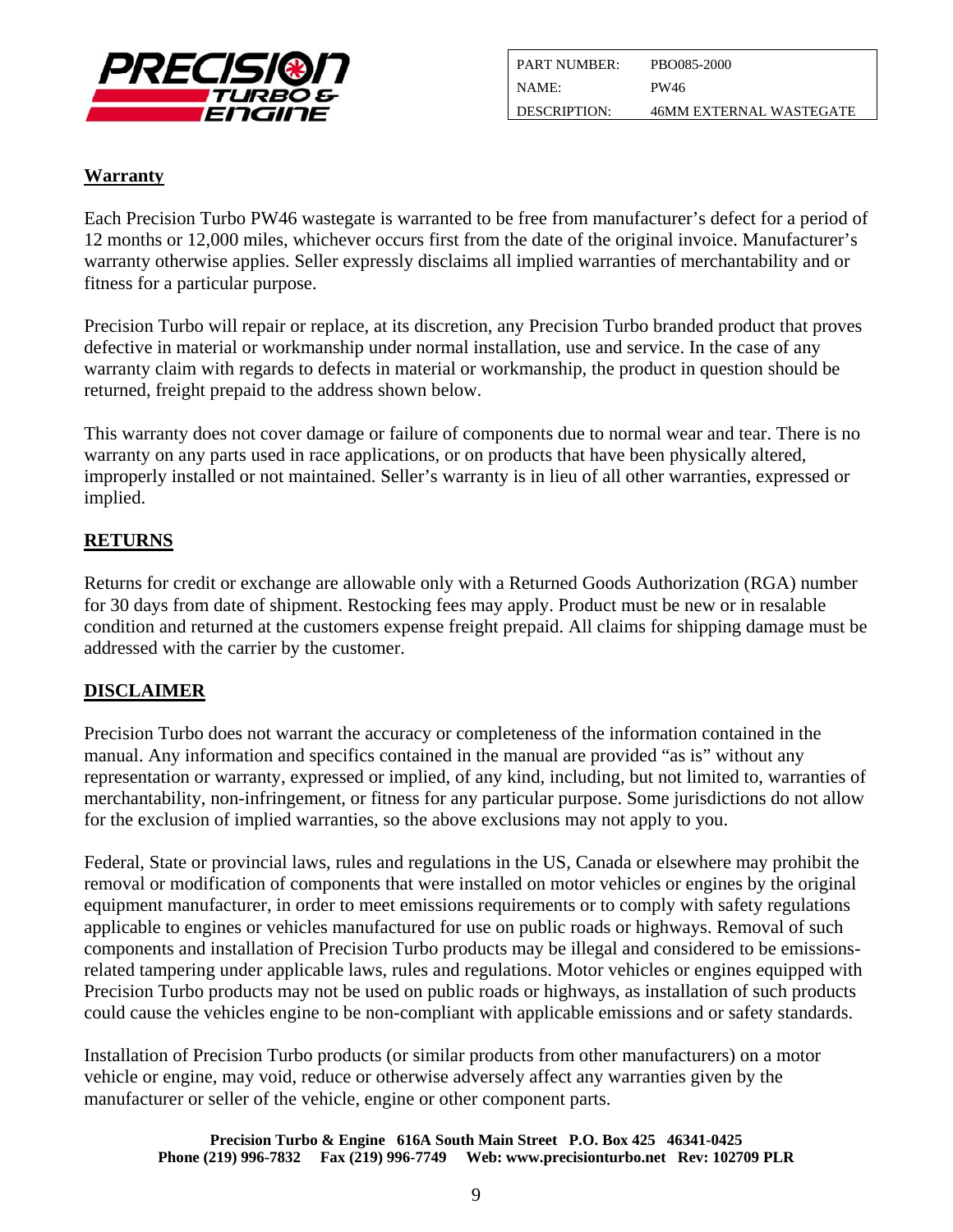| | |
|---|---|
| PART NUMBER: | PBO085-2000 |
| NAME: | PW46 |
| DESCRIPTION: | 46MM EXTERNAL WASTEGATE |

## Warranty

Each Precision Turbo PW46 wastegate is warranted to be free from manufacturer's defect for a period of 12 months or 12,000 miles, whichever occurs first from the date of the original invoice. Manufacturer's warranty otherwise applies. Seller expressly disclaims all implied warranties of merchantability and or fitness for a particular purpose.

Precision Turbo will repair or replace, at its discretion, any Precision Turbo branded product that proves defective in material or workmanship under normal installation, use and service. In the case of any warranty claim with regards to defects in material or workmanship, the product in question should be returned, freight prepaid to the address shown below.

This warranty does not cover damage or failure of components due to normal wear and tear. There is no warranty on any parts used in race applications, or on products that have been physically altered, improperly installed or not maintained. Seller's warranty is in lieu of all other warranties, expressed or implied.

## RETURNS

Returns for credit or exchange are allowable only with a Returned Goods Authorization (RGA) number for 30 days from date of shipment. Restocking fees may apply. Product must be new or in resalable condition and returned at the customers expense freight prepaid. All claims for shipping damage must be addressed with the carrier by the customer.

## DISCLAIMER

Precision Turbo does not warrant the accuracy or completeness of the information contained in the manual. Any information and specifics contained in the manual are provided "as is" without any representation or warranty, expressed or implied, of any kind, including, but not limited to, warranties of merchantability, non-infringement, or fitness for any particular purpose. Some jurisdictions do not allow for the exclusion of implied warranties, so the above exclusions may not apply to you.

Federal, State or provincial laws, rules and regulations in the US, Canada or elsewhere may prohibit the removal or modification of components that were installed on motor vehicles or engines by the original equipment manufacturer, in order to meet emissions requirements or to comply with safety regulations applicable to engines or vehicles manufactured for use on public roads or highways. Removal of such components and installation of Precision Turbo products may be illegal and considered to be emissions-related tampering under applicable laws, rules and regulations. Motor vehicles or engines equipped with Precision Turbo products may not be used on public roads or highways, as installation of such products could cause the vehicles engine to be non-compliant with applicable emissions and or safety standards.

Installation of Precision Turbo products (or similar products from other manufacturers) on a motor vehicle or engine, may void, reduce or otherwise adversely affect any warranties given by the manufacturer or seller of the vehicle, engine or other component parts.

**Precision Turbo & Engine 616A South Main Street P.O. Box 425 46341-0425**
**Phone (219) 996-7832 Fax (219) 996-7749 Web: www.precisionturbo.net Rev: 102709 PLR**